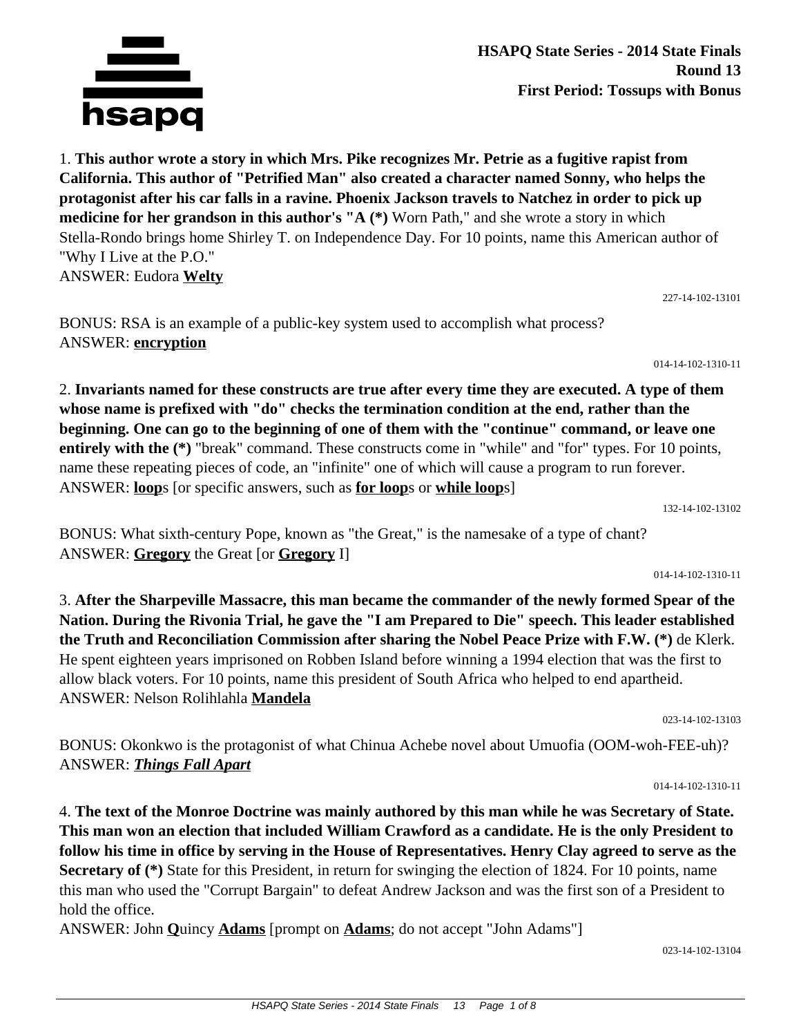**HSAPQ State Series - 2014 State Finals**
**Round 13**
**First Period: Tossups with Bonus**

1. **This author wrote a story in which Mrs. Pike recognizes Mr. Petrie as a fugitive rapist from California. This author of "Petrified Man" also created a character named Sonny, who helps the protagonist after his car falls in a ravine. Phoenix Jackson travels to Natchez in order to pick up medicine for her grandson in this author's "A (*)** Worn Path," and she wrote a story in which Stella-Rondo brings home Shirley T. on Independence Day. For 10 points, name this American author of "Why I Live at the P.O."
ANSWER: Eudora **Welty**

227-14-102-13101

BONUS: RSA is an example of a public-key system used to accomplish what process?
ANSWER: **encryption**

014-14-102-1310-11

2. **Invariants named for these constructs are true after every time they are executed. A type of them whose name is prefixed with "do" checks the termination condition at the end, rather than the beginning. One can go to the beginning of one of them with the "continue" command, or leave one entirely with the (*)** "break" command. These constructs come in "while" and "for" types. For 10 points, name these repeating pieces of code, an "infinite" one of which will cause a program to run forever.
ANSWER: **loop**s [or specific answers, such as **for loop**s or **while loop**s]

132-14-102-13102

BONUS: What sixth-century Pope, known as "the Great," is the namesake of a type of chant?
ANSWER: **Gregory** the Great [or **Gregory** I]

014-14-102-1310-11

3. **After the Sharpeville Massacre, this man became the commander of the newly formed Spear of the Nation. During the Rivonia Trial, he gave the "I am Prepared to Die" speech. This leader established the Truth and Reconciliation Commission after sharing the Nobel Peace Prize with F.W. (*)** de Klerk. He spent eighteen years imprisoned on Robben Island before winning a 1994 election that was the first to allow black voters. For 10 points, name this president of South Africa who helped to end apartheid.
ANSWER: Nelson Rolihlahla **Mandela**

023-14-102-13103

BONUS: Okonkwo is the protagonist of what Chinua Achebe novel about Umuofia (OOM-woh-FEE-uh)?
ANSWER: ***Things Fall Apart***

014-14-102-1310-11

4. **The text of the Monroe Doctrine was mainly authored by this man while he was Secretary of State. This man won an election that included William Crawford as a candidate. He is the only President to follow his time in office by serving in the House of Representatives. Henry Clay agreed to serve as the Secretary of (*)** State for this President, in return for swinging the election of 1824. For 10 points, name this man who used the "Corrupt Bargain" to defeat Andrew Jackson and was the first son of a President to hold the office.
ANSWER: John **Q**uincy **Adams** [prompt on **Adams**; do not accept "John Adams"]

023-14-102-13104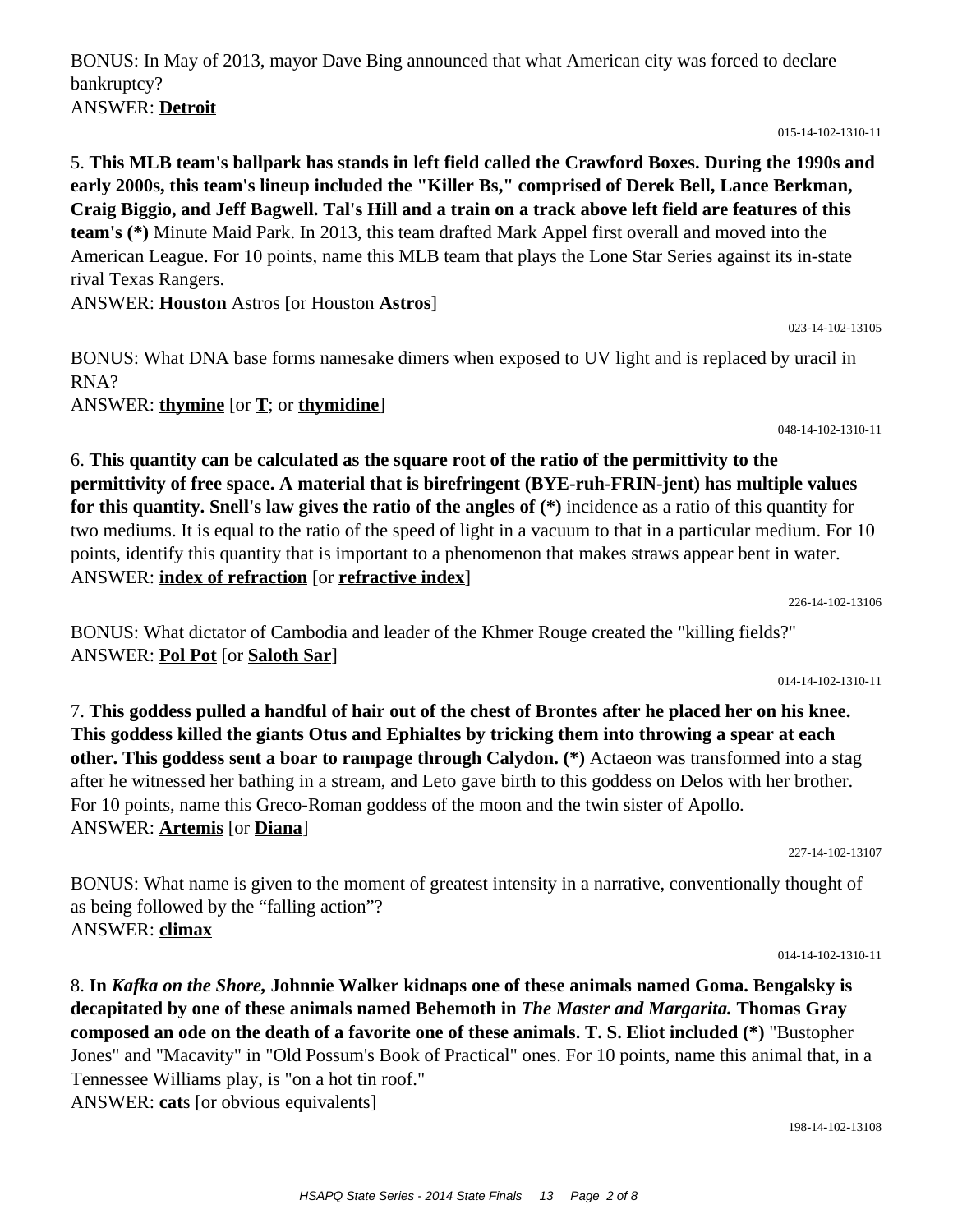BONUS: In May of 2013, mayor Dave Bing announced that what American city was forced to declare bankruptcy?
ANSWER: **<u>Detroit</u>**

015-14-102-1310-11

5. **This MLB team's ballpark has stands in left field called the Crawford Boxes. During the 1990s and early 2000s, this team's lineup included the "Killer Bs," comprised of Derek Bell, Lance Berkman, Craig Biggio, and Jeff Bagwell. Tal's Hill and a train on a track above left field are features of this team's (*)** Minute Maid Park. In 2013, this team drafted Mark Appel first overall and moved into the American League. For 10 points, name this MLB team that plays the Lone Star Series against its in-state rival Texas Rangers.
ANSWER: **<u>Houston</u>** Astros [or Houston **<u>Astros</u>**]

023-14-102-13105

BONUS: What DNA base forms namesake dimers when exposed to UV light and is replaced by uracil in RNA?
ANSWER: **<u>thymine</u>** [or **<u>T</u>**; or **<u>thymidine</u>**]

048-14-102-1310-11

6. **This quantity can be calculated as the square root of the ratio of the permittivity to the permittivity of free space. A material that is birefringent (BYE-ruh-FRIN-jent) has multiple values for this quantity. Snell's law gives the ratio of the angles of (*)** incidence as a ratio of this quantity for two mediums. It is equal to the ratio of the speed of light in a vacuum to that in a particular medium. For 10 points, identify this quantity that is important to a phenomenon that makes straws appear bent in water.
ANSWER: **<u>index of refraction</u>** [or **<u>refractive index</u>**]

226-14-102-13106

BONUS: What dictator of Cambodia and leader of the Khmer Rouge created the "killing fields?"
ANSWER: **<u>Pol Pot</u>** [or **<u>Saloth Sar</u>**]

014-14-102-1310-11

7. **This goddess pulled a handful of hair out of the chest of Brontes after he placed her on his knee. This goddess killed the giants Otus and Ephialtes by tricking them into throwing a spear at each other. This goddess sent a boar to rampage through Calydon. (*)** Actaeon was transformed into a stag after he witnessed her bathing in a stream, and Leto gave birth to this goddess on Delos with her brother. For 10 points, name this Greco-Roman goddess of the moon and the twin sister of Apollo.
ANSWER: **<u>Artemis</u>** [or **<u>Diana</u>**]

227-14-102-13107

BONUS: What name is given to the moment of greatest intensity in a narrative, conventionally thought of as being followed by the "falling action"?
ANSWER: **<u>climax</u>**

014-14-102-1310-11

8. **In *Kafka on the Shore*, Johnnie Walker kidnaps one of these animals named Goma. Bengalsky is decapitated by one of these animals named Behemoth in *The Master and Margarita.* Thomas Gray composed an ode on the death of a favorite one of these animals. T. S. Eliot included (*)** "Bustopher Jones" and "Macavity" in "Old Possum's Book of Practical" ones. For 10 points, name this animal that, in a Tennessee Williams play, is "on a hot tin roof."
ANSWER: **<u>cat</u>**s [or obvious equivalents]

198-14-102-13108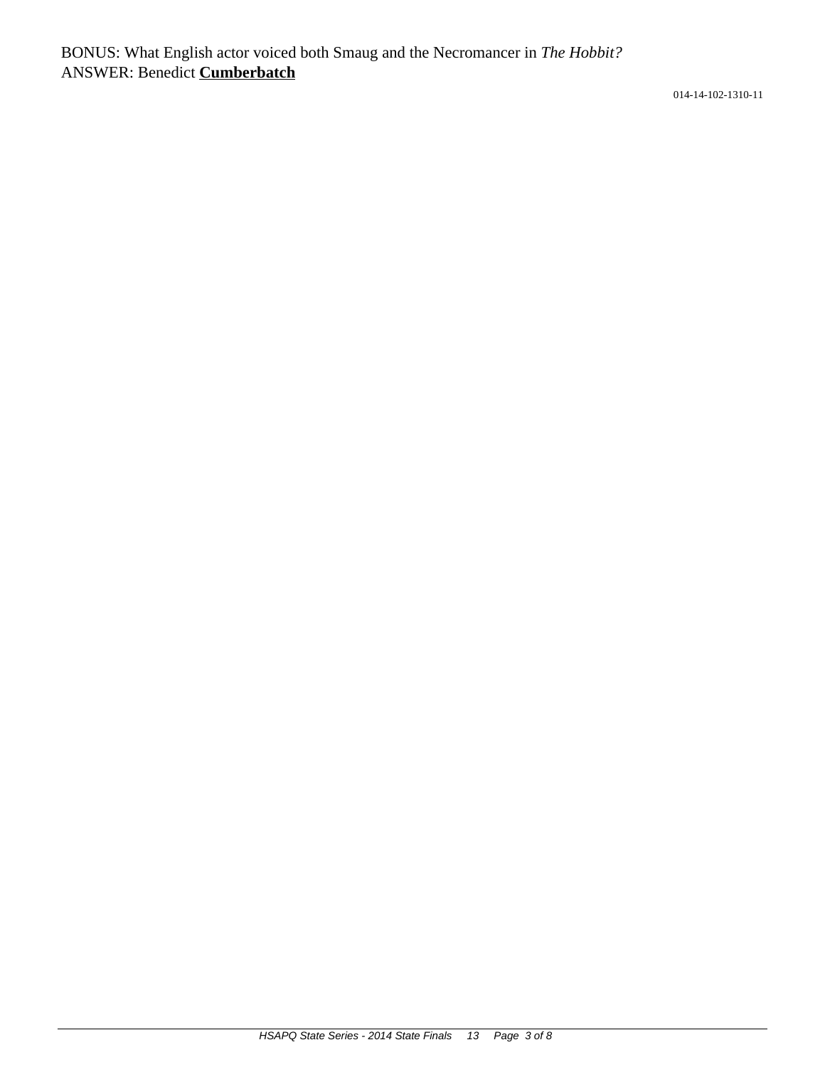BONUS: What English actor voiced both Smaug and the Necromancer in *The Hobbit?*
ANSWER: Benedict **Cumberbatch**

014-14-102-1310-11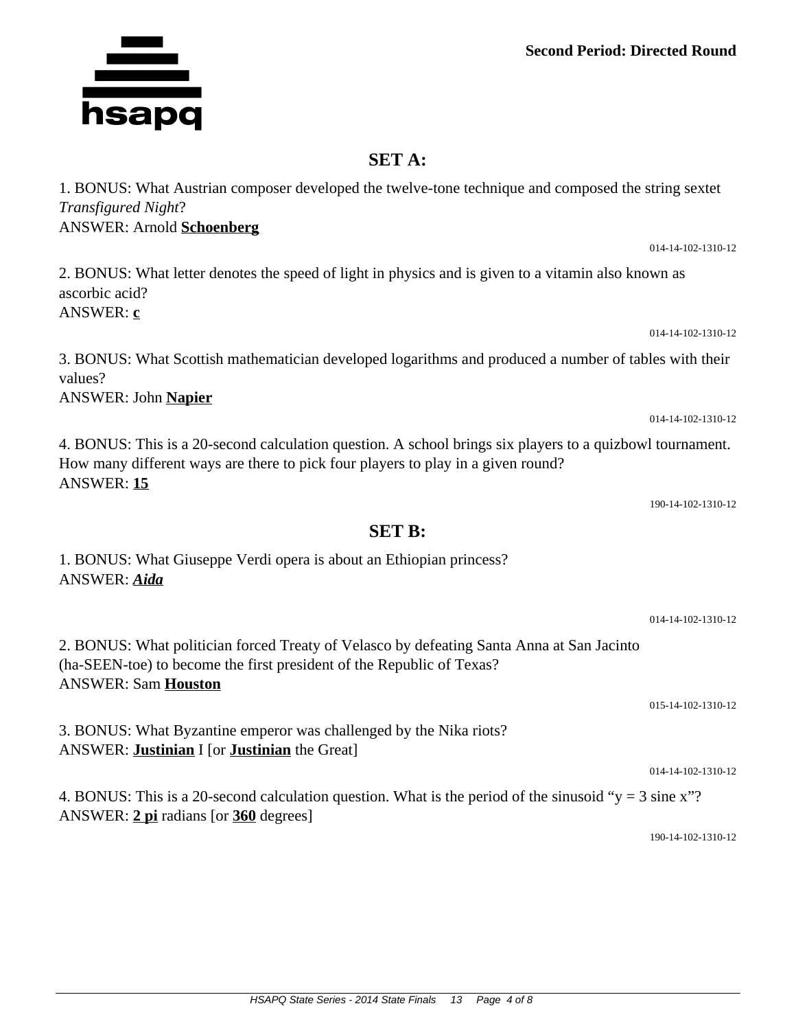**Second Period: Directed Round**

## SET A:

1. BONUS: What Austrian composer developed the twelve-tone technique and composed the string sextet *Transfigured Night*?
ANSWER: Arnold **Schoenberg**

014-14-102-1310-12

2. BONUS: What letter denotes the speed of light in physics and is given to a vitamin also known as ascorbic acid?
ANSWER: **c**

014-14-102-1310-12

3. BONUS: What Scottish mathematician developed logarithms and produced a number of tables with their values?
ANSWER: John **Napier**

014-14-102-1310-12

4. BONUS: This is a 20-second calculation question. A school brings six players to a quizbowl tournament. How many different ways are there to pick four players to play in a given round?
ANSWER: **15**

190-14-102-1310-12

## SET B:

1. BONUS: What Giuseppe Verdi opera is about an Ethiopian princess?
ANSWER: ***Aida***

014-14-102-1310-12

2. BONUS: What politician forced Treaty of Velasco by defeating Santa Anna at San Jacinto (ha-SEEN-toe) to become the first president of the Republic of Texas?
ANSWER: Sam **Houston**

015-14-102-1310-12

3. BONUS: What Byzantine emperor was challenged by the Nika riots?
ANSWER: **Justinian** I [or **Justinian** the Great]

014-14-102-1310-12

4. BONUS: This is a 20-second calculation question. What is the period of the sinusoid "y = 3 sine x"?
ANSWER: **2 pi** radians [or **360** degrees]

190-14-102-1310-12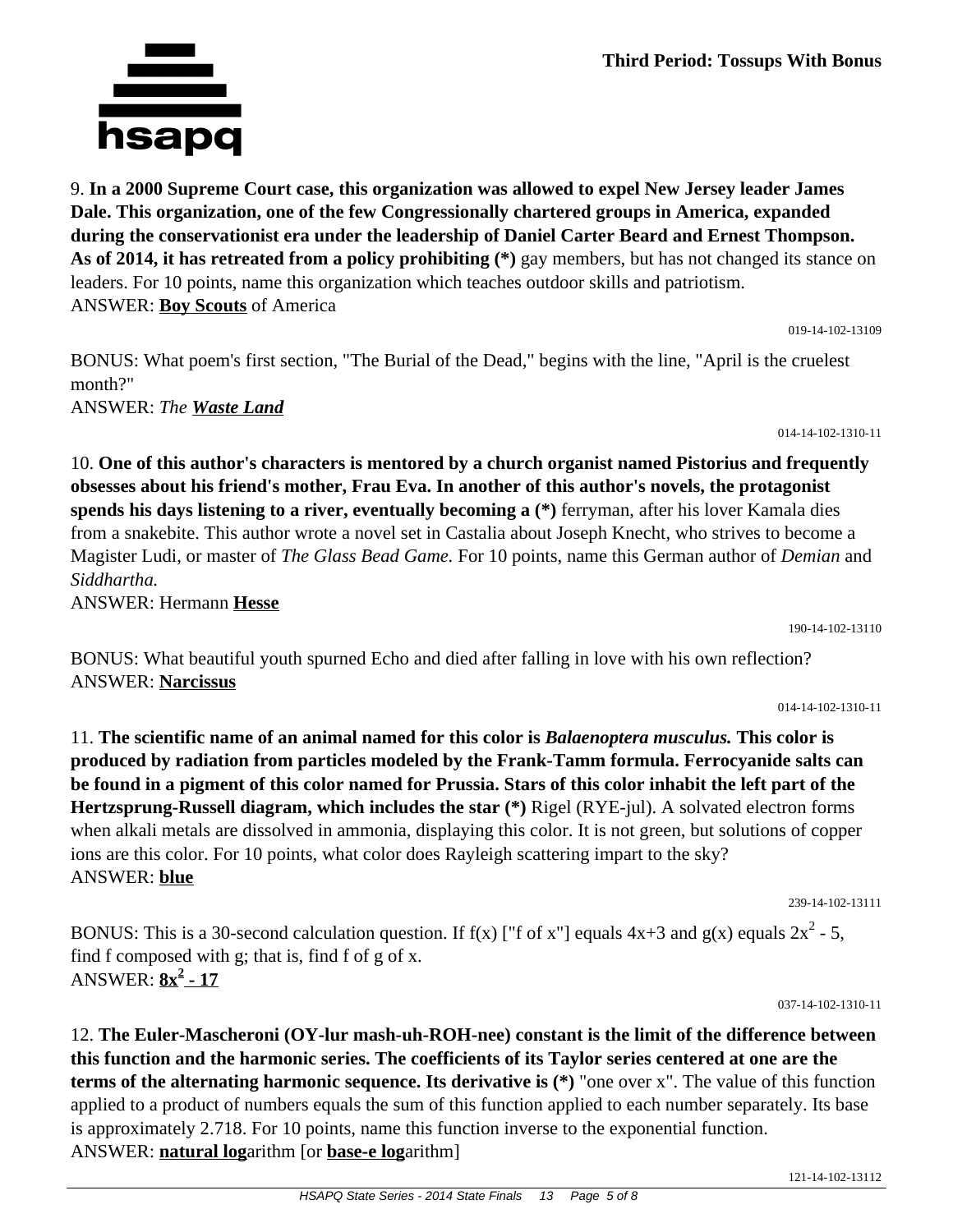**Third Period: Tossups With Bonus**

9. **In a 2000 Supreme Court case, this organization was allowed to expel New Jersey leader James Dale. This organization, one of the few Congressionally chartered groups in America, expanded during the conservationist era under the leadership of Daniel Carter Beard and Ernest Thompson. As of 2014, it has retreated from a policy prohibiting (*)** gay members, but has not changed its stance on leaders. For 10 points, name this organization which teaches outdoor skills and patriotism.
ANSWER: **Boy Scouts** of America

019-14-102-13109

BONUS: What poem's first section, "The Burial of the Dead," begins with the line, "April is the cruelest month?"
ANSWER: *The **Waste Land***

014-14-102-1310-11

10. **One of this author's characters is mentored by a church organist named Pistorius and frequently obsesses about his friend's mother, Frau Eva. In another of this author's novels, the protagonist spends his days listening to a river, eventually becoming a (*)** ferryman, after his lover Kamala dies from a snakebite. This author wrote a novel set in Castalia about Joseph Knecht, who strives to become a Magister Ludi, or master of *The Glass Bead Game.* For 10 points, name this German author of *Demian* and *Siddhartha.*
ANSWER: Hermann **Hesse**

190-14-102-13110

BONUS: What beautiful youth spurned Echo and died after falling in love with his own reflection?
ANSWER: **Narcissus**

014-14-102-1310-11

11. **The scientific name of an animal named for this color is *Balaenoptera musculus.* This color is produced by radiation from particles modeled by the Frank-Tamm formula. Ferrocyanide salts can be found in a pigment of this color named for Prussia. Stars of this color inhabit the left part of the Hertzsprung-Russell diagram, which includes the star (*)** Rigel (RYE-jul). A solvated electron forms when alkali metals are dissolved in ammonia, displaying this color. It is not green, but solutions of copper ions are this color. For 10 points, what color does Rayleigh scattering impart to the sky?
ANSWER: **blue**

239-14-102-13111

BONUS: This is a 30-second calculation question. If f(x) ["f of x"] equals $4x+3$ and g(x) equals $2x^2 - 5$, find f composed with g; that is, find f of g of x.
ANSWER: $\mathbf{8x^2 - 17}$

037-14-102-1310-11

12. **The Euler-Mascheroni (OY-lur mash-uh-ROH-nee) constant is the limit of the difference between this function and the harmonic series. The coefficients of its Taylor series centered at one are the terms of the alternating harmonic sequence. Its derivative is (*)** "one over x". The value of this function applied to a product of numbers equals the sum of this function applied to each number separately. Its base is approximately 2.718. For 10 points, name this function inverse to the exponential function.
ANSWER: **natural log**arithm [or **base-e log**arithm]

121-14-102-13112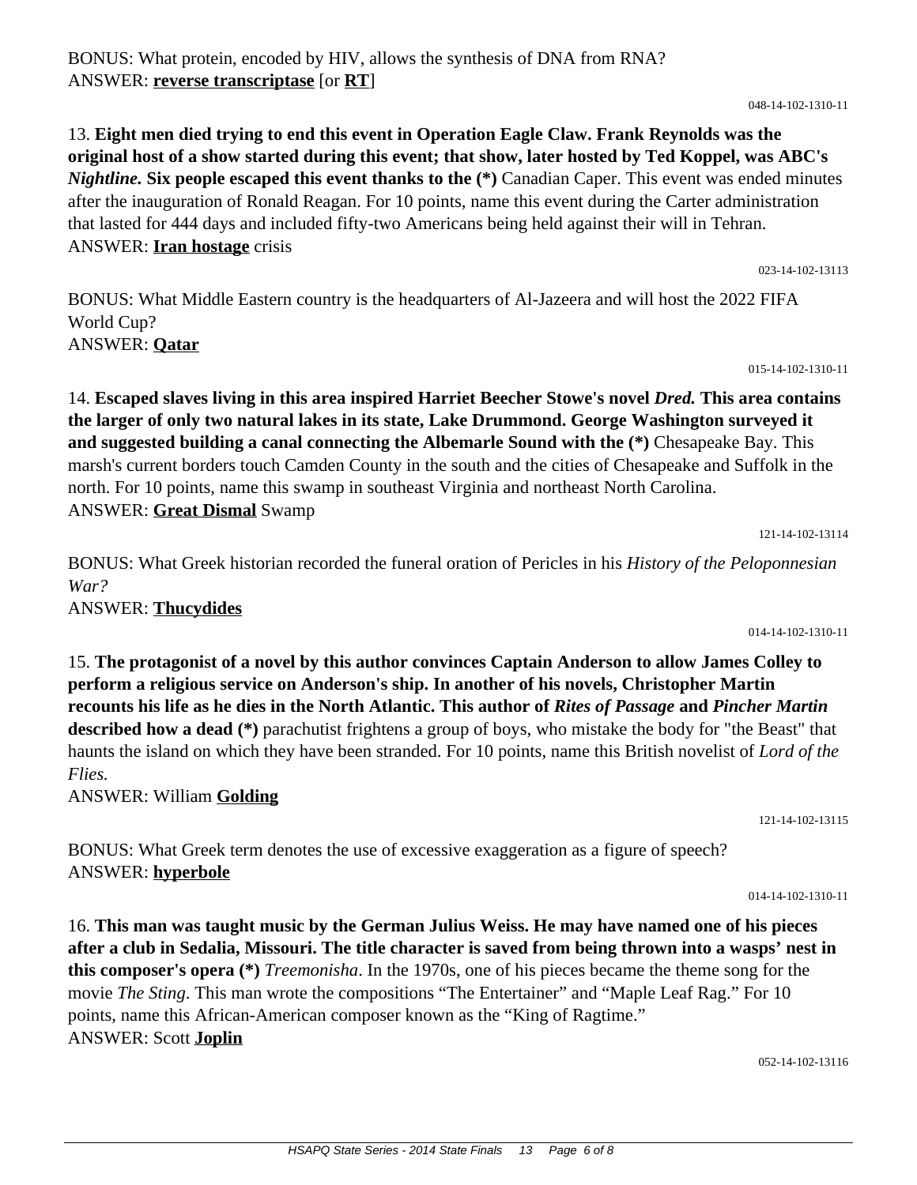BONUS: What protein, encoded by HIV, allows the synthesis of DNA from RNA?
ANSWER: **reverse transcriptase** [or **RT**]

048-14-102-1310-11

13. **Eight men died trying to end this event in Operation Eagle Claw. Frank Reynolds was the original host of a show started during this event; that show, later hosted by Ted Koppel, was ABC's *Nightline.* Six people escaped this event thanks to the (*)** Canadian Caper. This event was ended minutes after the inauguration of Ronald Reagan. For 10 points, name this event during the Carter administration that lasted for 444 days and included fifty-two Americans being held against their will in Tehran.
ANSWER: **Iran hostage** crisis

023-14-102-13113

BONUS: What Middle Eastern country is the headquarters of Al-Jazeera and will host the 2022 FIFA World Cup?
ANSWER: **Qatar**

015-14-102-1310-11

14. **Escaped slaves living in this area inspired Harriet Beecher Stowe's novel *Dred.* This area contains the larger of only two natural lakes in its state, Lake Drummond. George Washington surveyed it and suggested building a canal connecting the Albemarle Sound with the (*)** Chesapeake Bay. This marsh's current borders touch Camden County in the south and the cities of Chesapeake and Suffolk in the north. For 10 points, name this swamp in southeast Virginia and northeast North Carolina.
ANSWER: **Great Dismal** Swamp

121-14-102-13114

BONUS: What Greek historian recorded the funeral oration of Pericles in his *History of the Peloponnesian War?*
ANSWER: **Thucydides**

014-14-102-1310-11

15. **The protagonist of a novel by this author convinces Captain Anderson to allow James Colley to perform a religious service on Anderson's ship. In another of his novels, Christopher Martin recounts his life as he dies in the North Atlantic. This author of *Rites of Passage* and *Pincher Martin* described how a dead (*)** parachutist frightens a group of boys, who mistake the body for "the Beast" that haunts the island on which they have been stranded. For 10 points, name this British novelist of *Lord of the Flies.*
ANSWER: William **Golding**

121-14-102-13115

BONUS: What Greek term denotes the use of excessive exaggeration as a figure of speech?
ANSWER: **hyperbole**

014-14-102-1310-11

16. **This man was taught music by the German Julius Weiss. He may have named one of his pieces after a club in Sedalia, Missouri. The title character is saved from being thrown into a wasps' nest in this composer's opera (*)** *Treemonisha*. In the 1970s, one of his pieces became the theme song for the movie *The Sting*. This man wrote the compositions "The Entertainer" and "Maple Leaf Rag." For 10 points, name this African-American composer known as the "King of Ragtime."
ANSWER: Scott **Joplin**

052-14-102-13116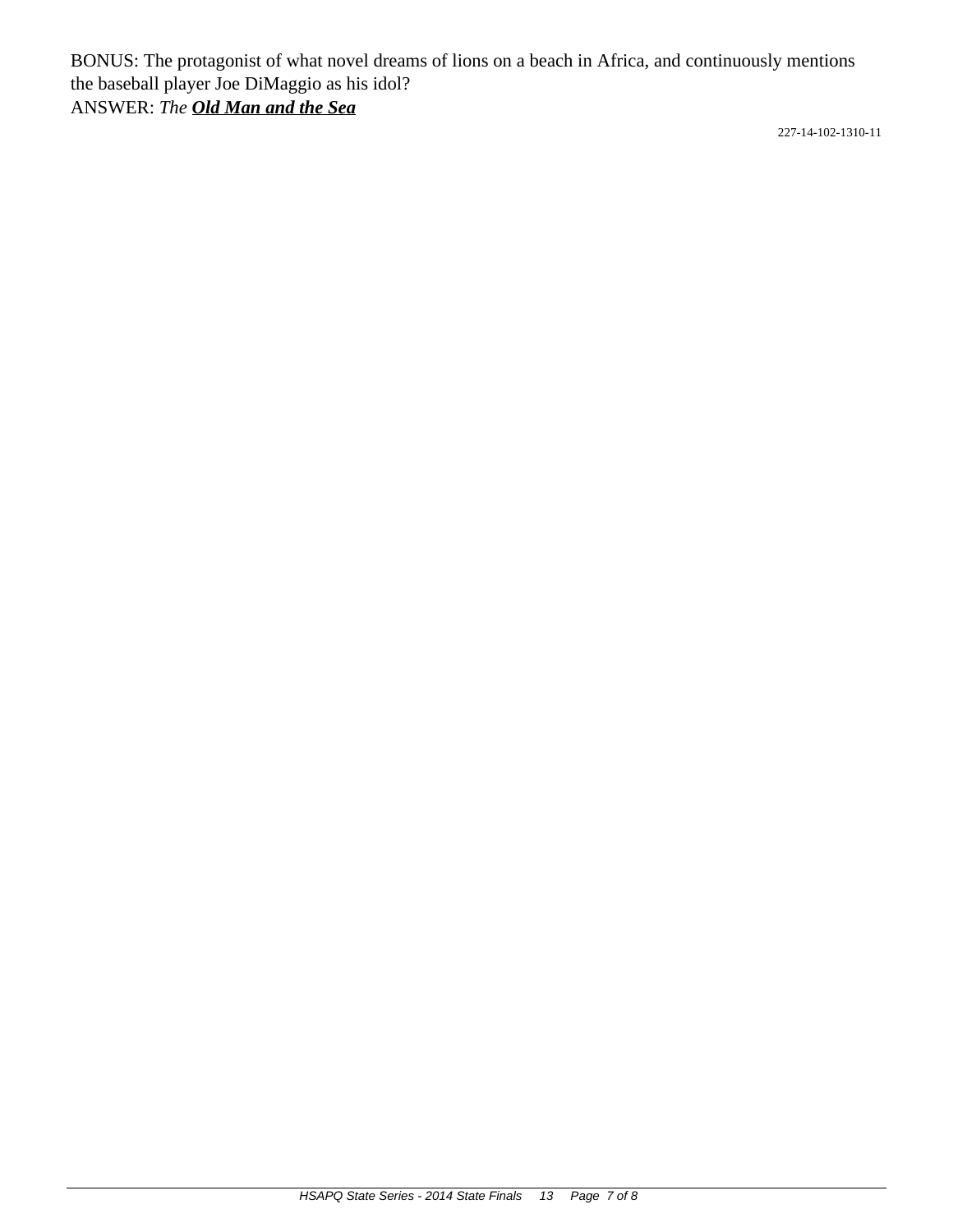BONUS: The protagonist of what novel dreams of lions on a beach in Africa, and continuously mentions the baseball player Joe DiMaggio as his idol?
ANSWER: *The* ***Old Man and the Sea***

227-14-102-1310-11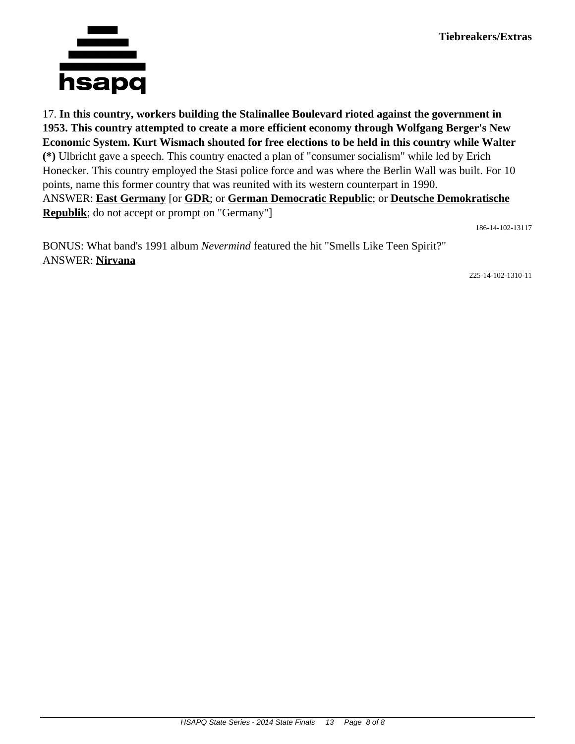**Tiebreakers/Extras**

17. **In this country, workers building the Stalinallee Boulevard rioted against the government in 1953. This country attempted to create a more efficient economy through Wolfgang Berger's New Economic System. Kurt Wismach shouted for free elections to be held in this country while Walter (*)** Ulbricht gave a speech. This country enacted a plan of "consumer socialism" while led by Erich Honecker. This country employed the Stasi police force and was where the Berlin Wall was built. For 10 points, name this former country that was reunited with its western counterpart in 1990.
ANSWER: **East Germany** [or **GDR**; or **German Democratic Republic**; or **Deutsche Demokratische Republik**; do not accept or prompt on "Germany"]

186-14-102-13117

BONUS: What band's 1991 album *Nevermind* featured the hit "Smells Like Teen Spirit?"
ANSWER: **Nirvana**

225-14-102-1310-11